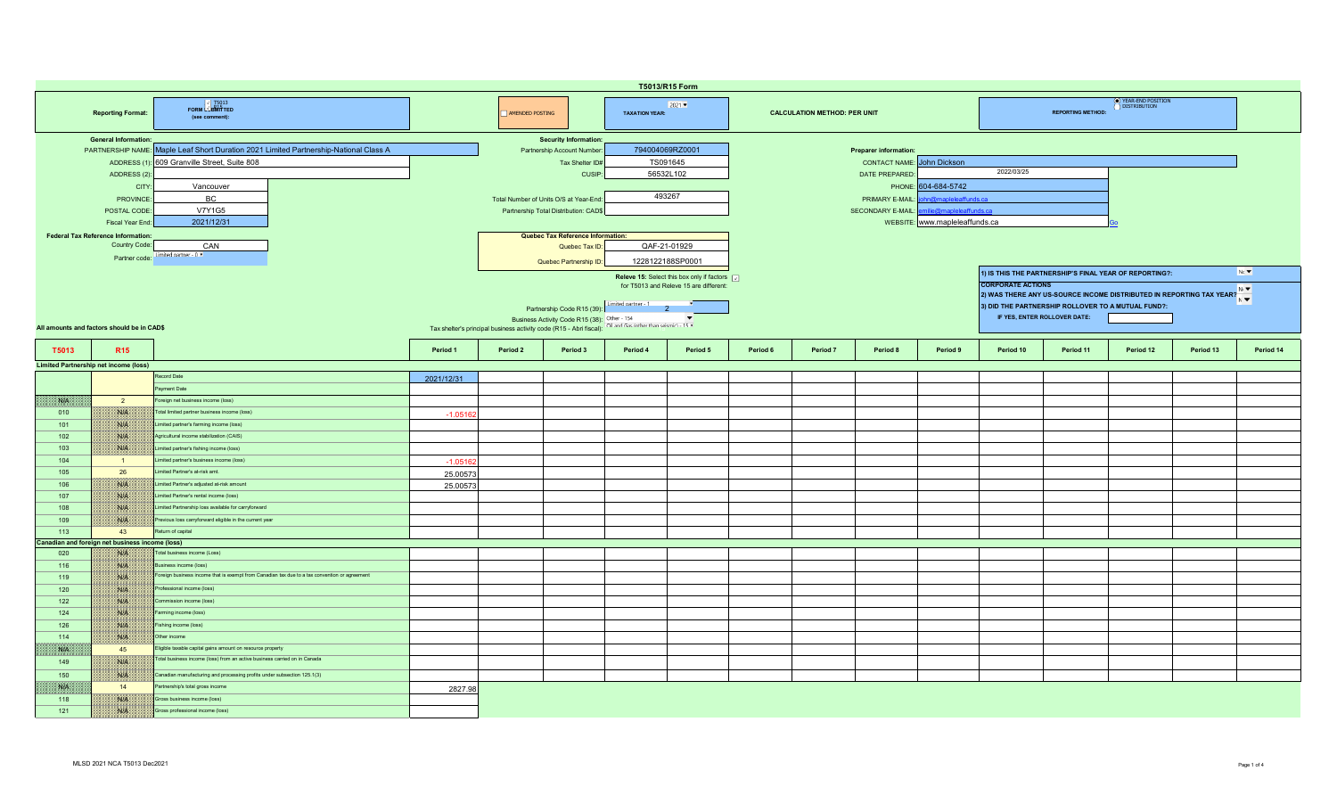# T5013/R15 Form

**Reporting Format:** FORM SUBMITTED (see comment): T5013 / R15

AMENDED POSTING

**TAXATION YEAR:** 2021

**CALCULATION METHOD: PER UNIT**

**REPORTING METHOD:** YEAR-END POSITION / DISTRIBUTION

## General Information:

- PARTNERSHIP NAME: Maple Leaf Short Duration 2021 Limited Partnership-National Class A
- ADDRESS (1): 609 Granville Street, Suite 808
- ADDRESS (2):
- CITY: Vancouver
- PROVINCE: BC
- POSTAL CODE: V7Y1G5
- Fiscal Year End: 2021/12/31

## Security Information:

- Partnership Account Number: 794004069RZ0001
- Tax Shelter ID#: TS091645
- CUSIP: 56532L102
- Total Number of Units O/S at Year-End: 493267
- Partnership Total Distribution: CAD$

## Preparer information:

- CONTACT NAME: John Dickson
- DATE PREPARED: 2022/03/25
- PHONE: 604-684-5742
- PRIMARY E-MAIL: john@mapleleaffunds.ca
- SECONDARY E-MAIL: emilie@mapleleaffunds.ca
- WEBSITE: www.mapleleaffunds.ca Go

## Federal Tax Reference Information:

- Country Code: CAN
- Partner code: Limited partner - 0

## Quebec Tax Reference Information:

- Quebec Tax ID: QAF-21-01929
- Quebec Partnership ID: 1228122188SP0001

Releve 15: Select this box only if factors for T5013 and Releve 15 are different:

- Partnership Code R15 (39): Limited partner - 1 / 2
- Business Activity Code R15 (38): Other - 154
- Tax shelter's principal business activity code (R15 - Abri fiscal): Oil and Gas (other than seismic) - 15

1) IS THIS THE PARTNERSHIP'S FINAL YEAR OF REPORTING?: No

**CORPORATE ACTIONS**

2) WAS THERE ANY US-SOURCE INCOME DISTRIBUTED IN REPORTING TAX YEAR?: No

3) DID THE PARTNERSHIP ROLLOVER TO A MUTUAL FUND?: No

IF YES, ENTER ROLLOVER DATE:

All amounts and factors should be in CAD$

| T5013 | R15 | | Period 1 | Period 2 | Period 3 | Period 4 | Period 5 | Period 6 | Period 7 | Period 8 | Period 9 | Period 10 | Period 11 | Period 12 | Period 13 | Period 14 |
|---|---|---|---|---|---|---|---|---|---|---|---|---|---|---|---|---|
| **Limited Partnership net income (loss)** | | | | | | | | | | | | | | | | |
| | | Record Date | 2021/12/31 | | | | | | | | | | | | | |
| | | Payment Date | | | | | | | | | | | | | | |
| N/A | 2 | Foreign net business income (loss) | | | | | | | | | | | | | | |
| 010 | N/A | Total limited partner business income (loss) | -1.05162 | | | | | | | | | | | | | |
| 101 | N/A | Limited partner's farming income (loss) | | | | | | | | | | | | | | |
| 102 | N/A | Agricultural income stabilization (CAIS) | | | | | | | | | | | | | | |
| 103 | N/A | Limited partner's fishing income (loss) | | | | | | | | | | | | | | |
| 104 | 1 | Limited partner's business income (loss) | -1.05162 | | | | | | | | | | | | | |
| 105 | 26 | Limited Partner's at-risk amt. | 25.00573 | | | | | | | | | | | | | |
| 106 | N/A | Limited Partner's adjusted at-risk amount | 25.00573 | | | | | | | | | | | | | |
| 107 | N/A | Limited Partner's rental income (loss) | | | | | | | | | | | | | | |
| 108 | N/A | Limited Partnership loss available for carryforward | | | | | | | | | | | | | | |
| 109 | N/A | Previous loss carryforward eligible in the current year | | | | | | | | | | | | | | |
| 113 | 43 | Return of capital | | | | | | | | | | | | | | |
| **Canadian and foreign net business income (loss)** | | | | | | | | | | | | | | | | |
| 020 | N/A | Total business income (Loss) | | | | | | | | | | | | | | |
| 116 | N/A | Business income (loss) | | | | | | | | | | | | | | |
| 119 | N/A | Foreign business income that is exempt from Canadian tax due to a tax convention or agreement | | | | | | | | | | | | | | |
| 120 | N/A | Professional income (loss) | | | | | | | | | | | | | | |
| 122 | N/A | Commission income (loss) | | | | | | | | | | | | | | |
| 124 | N/A | Farming income (loss) | | | | | | | | | | | | | | |
| 126 | N/A | Fishing income (loss) | | | | | | | | | | | | | | |
| 114 | N/A | Other income | | | | | | | | | | | | | | |
| N/A | 45 | Eligible taxable capital gains amount on resource property | | | | | | | | | | | | | | |
| 149 | N/A | Total business income (loss) from an active business carried on in Canada | | | | | | | | | | | | | | |
| 150 | N/A | Canadian manufacturing and processing profits under subsection 125.1(3) | | | | | | | | | | | | | | |
| N/A | 14 | Partnership's total gross income | 2827.98 | | | | | | | | | | | | | |
| 118 | N/A | Gross business income (loss) | | | | | | | | | | | | | | |
| 121 | N/A | Gross professional income (loss) | | | | | | | | | | | | | | |

MLSD 2021 NCA T5013 Dec2021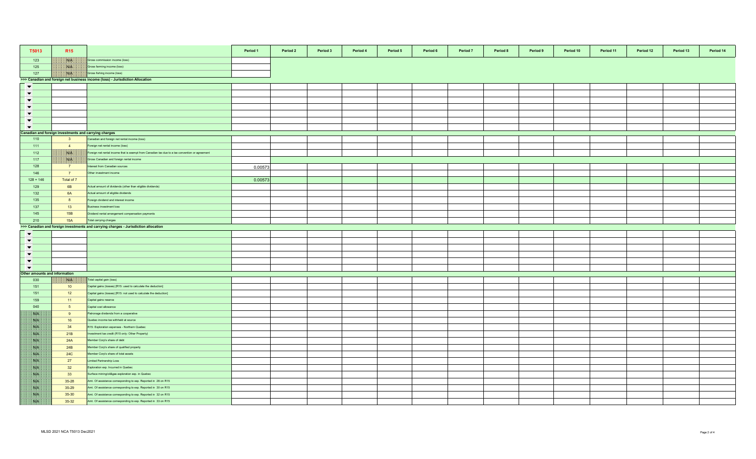| T5013 | R15 | | Period 1 | Period 2 | Period 3 | Period 4 | Period 5 | Period 6 | Period 7 | Period 8 | Period 9 | Period 10 | Period 11 | Period 12 | Period 13 | Period 14 |
|---|---|---|---|---|---|---|---|---|---|---|---|---|---|---|---|---|
| 123 | N/A | Gross commission income (loss) | | | | | | | | | | | | | | |
| 125 | N/A | Gross farming income (loss) | | | | | | | | | | | | | | |
| 127 | N/A | Gross fishing income (loss) | | | | | | | | | | | | | | |
| >>> Canadian and foreign net business income (loss) - Jurisdiction Allocation | | | | | | | | | | | | | | | | |
| | | | | | | | | | | | | | | | | |
| | | | | | | | | | | | | | | | | |
| | | | | | | | | | | | | | | | | |
| | | | | | | | | | | | | | | | | |
| | | | | | | | | | | | | | | | | |
| | | | | | | | | | | | | | | | | |
| | | | | | | | | | | | | | | | | |
| Canadian and foreign investments and carrying charges | | | | | | | | | | | | | | | | |
| 110 | 3 | Canadian and foreign net rental income (loss) | | | | | | | | | | | | | | |
| 111 | 4 | Foreign net rental income (loss) | | | | | | | | | | | | | | |
| 112 | N/A | Foreign net rental income that is exempt from Canadian tax due to a tax convention or agreement | | | | | | | | | | | | | | |
| 117 | N/A | Gross Canadian and foreign rental income | | | | | | | | | | | | | | |
| 128 | 7 | Interest from Canadian sources | 0.00573 | | | | | | | | | | | | | |
| 146 | 7 | Other investment income | | | | | | | | | | | | | | |
| 128 + 146 | Total of 7 | | 0.00573 | | | | | | | | | | | | | |
| 129 | 6B | Actual amount of dividends (other than eligible dividends) | | | | | | | | | | | | | | |
| 132 | 6A | Actual amount of eligible dividends | | | | | | | | | | | | | | |
| 135 | 8 | Foreign dividend and interest income | | | | | | | | | | | | | | |
| 137 | 13 | Business investment loss | | | | | | | | | | | | | | |
| 145 | 15B | Dividend rental arrangement compensation payments | | | | | | | | | | | | | | |
| 210 | 15A | Total carrying charges | | | | | | | | | | | | | | |
| >>> Canadian and foreign investments and carrying charges - Jurisdiction allocation | | | | | | | | | | | | | | | | |
| | | | | | | | | | | | | | | | | |
| | | | | | | | | | | | | | | | | |
| | | | | | | | | | | | | | | | | |
| | | | | | | | | | | | | | | | | |
| | | | | | | | | | | | | | | | | |
| | | | | | | | | | | | | | | | | |
| Other amounts and information | | | | | | | | | | | | | | | | |
| 030 | N/A | Total capital gain (loss) | | | | | | | | | | | | | | |
| 151 | 10 | Capital gains (losses) [R15: used to calculate the deduction] | | | | | | | | | | | | | | |
| 151 | 12 | Capital gains (losses) [R15: not used to calculate the deduction] | | | | | | | | | | | | | | |
| 159 | 11 | Capital gains reserve | | | | | | | | | | | | | | |
| 040 | 5 | Capital cost allowance | | | | | | | | | | | | | | |
| N/A | 9 | Patronage dividends from a cooperative | | | | | | | | | | | | | | |
| N/A | 16 | Quebec income tax withheld at source | | | | | | | | | | | | | | |
| N/A | 34 | R15: Exploration expenses - Northern Quebec | | | | | | | | | | | | | | |
| N/A | 21B | Investment tax credit (R15 only: Other Property) | | | | | | | | | | | | | | |
| N/A | 24A | Member Corp's share of debt | | | | | | | | | | | | | | |
| N/A | 24B | Member Corp's share of qualified property | | | | | | | | | | | | | | |
| N/A | 24C | Member Corp's share of total assets | | | | | | | | | | | | | | |
| N/A | 27 | Limited Partnership Loss | | | | | | | | | | | | | | |
| N/A | 32 | Exploration exp. Incurred in Quebec | | | | | | | | | | | | | | |
| N/A | 33 | Surface mining/oil&gas exploration exp. in Quebec | | | | | | | | | | | | | | |
| N/A | 35-28 | Amt. Of assistance corresponding to exp. Reported in 28 on R15 | | | | | | | | | | | | | | |
| N/A | 35-29 | Amt. Of assistance corresponding to exp. Reported in 30 on R15 | | | | | | | | | | | | | | |
| N/A | 35-30 | Amt. Of assistance corresponding to exp. Reported in 32 on R15 | | | | | | | | | | | | | | |
| N/A | 35-32 | Amt. Of assistance corresponding to exp. Reported in 33 on R15 | | | | | | | | | | | | | | |

MLSD 2021 NCA T5013 Dec2021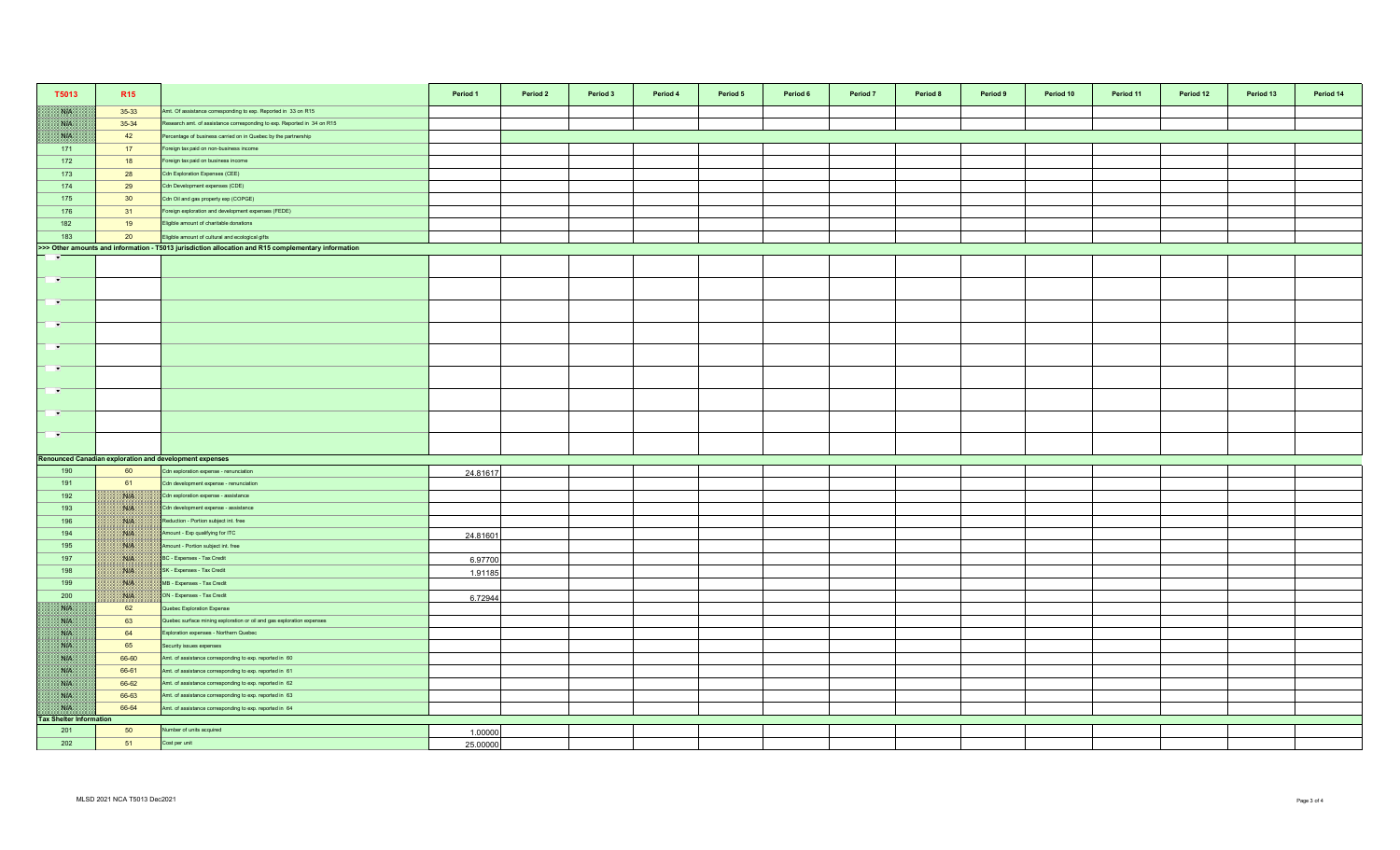| T5013 | R15 | | Period 1 | Period 2 | Period 3 | Period 4 | Period 5 | Period 6 | Period 7 | Period 8 | Period 9 | Period 10 | Period 11 | Period 12 | Period 13 | Period 14 |
|---|---|---|---|---|---|---|---|---|---|---|---|---|---|---|---|---|
| N/A | 35-33 | Amt. Of assistance corresponding to exp. Reported in 33 on R15 | | | | | | | | | | | | | | |
| N/A | 35-34 | Research amt. of assistance corresponding to exp. Reported in 34 on R15 | | | | | | | | | | | | | | |
| N/A | 42 | Percentage of business carried on in Quebec by the partnership | | | | | | | | | | | | | | |
| 171 | 17 | Foreign tax paid on non-business income | | | | | | | | | | | | | | |
| 172 | 18 | Foreign tax paid on business income | | | | | | | | | | | | | | |
| 173 | 28 | Cdn Exploration Expenses (CEE) | | | | | | | | | | | | | | |
| 174 | 29 | Cdn Development expenses (CDE) | | | | | | | | | | | | | | |
| 175 | 30 | Cdn Oil and gas property exp (COPGE) | | | | | | | | | | | | | | |
| 176 | 31 | Foreign exploration and development expenses (FEDE) | | | | | | | | | | | | | | |
| 182 | 19 | Eligible amount of charitable donations | | | | | | | | | | | | | | |
| 183 | 20 | Eligible amount of cultural and ecological gifts | | | | | | | | | | | | | | |
| **>>> Other amounts and information - T5013 jurisdiction allocation and R15 complementary information** | | | | | | | | | | | | | | | | |
| | | | | | | | | | | | | | | | | |
| | | | | | | | | | | | | | | | | |
| | | | | | | | | | | | | | | | | |
| | | | | | | | | | | | | | | | | |
| | | | | | | | | | | | | | | | | |
| | | | | | | | | | | | | | | | | |
| | | | | | | | | | | | | | | | | |
| | | | | | | | | | | | | | | | | |
| | | | | | | | | | | | | | | | | |
| **Renounced Canadian exploration and development expenses** | | | | | | | | | | | | | | | | |
| 190 | 60 | Cdn exploration expense - renunciation | 24.81617 | | | | | | | | | | | | | |
| 191 | 61 | Cdn development expense - renunciation | | | | | | | | | | | | | | |
| 192 | N/A | Cdn exploration expense - assistance | | | | | | | | | | | | | | |
| 193 | N/A | Cdn development expense - assistance | | | | | | | | | | | | | | |
| 196 | N/A | Reduction - Portion subject int. free | | | | | | | | | | | | | | |
| 194 | N/A | Amount - Exp qualifying for ITC | 24.81601 | | | | | | | | | | | | | |
| 195 | N/A | Amount - Portion subject int. free | | | | | | | | | | | | | | |
| 197 | N/A | BC - Expenses - Tax Credit | 6.97700 | | | | | | | | | | | | | |
| 198 | N/A | SK - Expenses - Tax Credit | 1.91185 | | | | | | | | | | | | | |
| 199 | N/A | MB - Expenses - Tax Credit | | | | | | | | | | | | | | |
| 200 | N/A | ON - Expenses - Tax Credit | 6.72944 | | | | | | | | | | | | | |
| N/A | 62 | Quebec Exploration Expense | | | | | | | | | | | | | | |
| N/A | 63 | Quebec surface mining exploration or oil and gas exploration expenses | | | | | | | | | | | | | | |
| N/A | 64 | Exploration expenses - Northern Quebec | | | | | | | | | | | | | | |
| N/A | 65 | Security issues expenses | | | | | | | | | | | | | | |
| N/A | 66-60 | Amt. of assistance corresponding to exp. reported in 60 | | | | | | | | | | | | | | |
| N/A | 66-61 | Amt. of assistance corresponding to exp. reported in 61 | | | | | | | | | | | | | | |
| N/A | 66-62 | Amt. of assistance corresponding to exp. reported in 62 | | | | | | | | | | | | | | |
| N/A | 66-63 | Amt. of assistance corresponding to exp. reported in 63 | | | | | | | | | | | | | | |
| N/A | 66-64 | Amt. of assistance corresponding to exp. reported in 64 | | | | | | | | | | | | | | |
| **Tax Shelter Information** | | | | | | | | | | | | | | | | |
| 201 | 50 | Number of units acquired | 1.00000 | | | | | | | | | | | | | |
| 202 | 51 | Cost per unit | 25.00000 | | | | | | | | | | | | | |

MLSD 2021 NCA T5013 Dec2021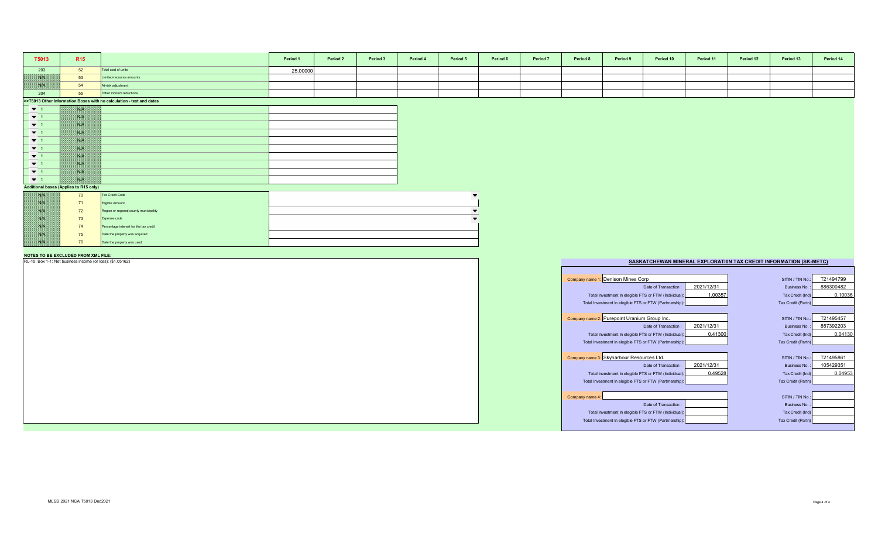| T5013 | R15 | | Period 1 | Period 2 | Period 3 | Period 4 | Period 5 | Period 6 | Period 7 | Period 8 | Period 9 | Period 10 | Period 11 | Period 12 | Period 13 | Period 14 |
|---|---|---|---|---|---|---|---|---|---|---|---|---|---|---|---|---|
| 203 | 52 | Total cost of units | 25.00000 | | | | | | | | | | | | | |
| N/A | 53 | Limited-recourse amounts | | | | | | | | | | | | | | |
| N/A | 54 | At-risk adjustment | | | | | | | | | | | | | | |
| 204 | 55 | Other indirect reductions | | | | | | | | | | | | | | |

**>>T5013 Other Information Boxes with no calculation - text and dates**

| | | | |
|---|---|---|---|
| 1 | N/A | | |
| 1 | N/A | | |
| 1 | N/A | | |
| 1 | N/A | | |
| 1 | N/A | | |
| 1 | N/A | | |
| 1 | N/A | | |
| 1 | N/A | | |
| 1 | N/A | | |
| 1 | N/A | | |

**Additional boxes (Applies to R15 only)**

| | | | |
|---|---|---|---|
| N/A | 70 | Tax Credit Code | |
| N/A | 71 | Eligible Amount | |
| N/A | 72 | Region or regional county municipality | |
| N/A | 73 | Expense code | |
| N/A | 74 | Percentage interest for the tax credit | |
| N/A | 75 | Date the property was acquired | |
| N/A | 76 | Date the property was used | |

**NOTES TO BE EXCLUDED FROM XML FILE:**

RL-15: Box 1-1: Net business income (or loss): ($1.05162)

## SASKATCHEWAN MINERAL EXPLORATION TAX CREDIT INFORMATION (SK-METC)

| | | | |
|---|---|---|---|
| Company name 1: | Denison Mines Corp | SITIN / TIN No.: | T21494799 |
| Date of Transaction : | 2021/12/31 | Business No. : | 886300482 |
| Total Investment In elegible FTS or FTW (Individual): | 1.00357 | Tax Credit (Ind) | 0.10036 |
| Total Investment In elegible FTS or FTW (Partnership): | | Tax Credit (Partn) | |
| Company name 2: | Purepoint Uranium Group Inc. | SITIN / TIN No.: | T21495457 |
| Date of Transaction : | 2021/12/31 | Business No. : | 857392203 |
| Total Investment In elegible FTS or FTW (Individual): | 0.41300 | Tax Credit (Ind) | 0.04130 |
| Total Investment In elegible FTS or FTW (Partnership): | | Tax Credit (Partn) | |
| Company name 3: | Skyharbour Resources Ltd. | SITIN / TIN No.: | T21495861 |
| Date of Transaction : | 2021/12/31 | Business No. : | 105429351 |
| Total Investment In elegible FTS or FTW (Individual): | 0.49528 | Tax Credit (Ind) | 0.04953 |
| Total Investment In elegible FTS or FTW (Partnership): | | Tax Credit (Partn) | |
| Company name 4: | | SITIN / TIN No.: | |
| Date of Transaction : | | Business No. : | |
| Total Investment In elegible FTS or FTW (Individual): | | Tax Credit (Ind) | |
| Total Investment In elegible FTS or FTW (Partnership): | | Tax Credit (Partn) | |

MLSD 2021 NCA T5013 Dec2021